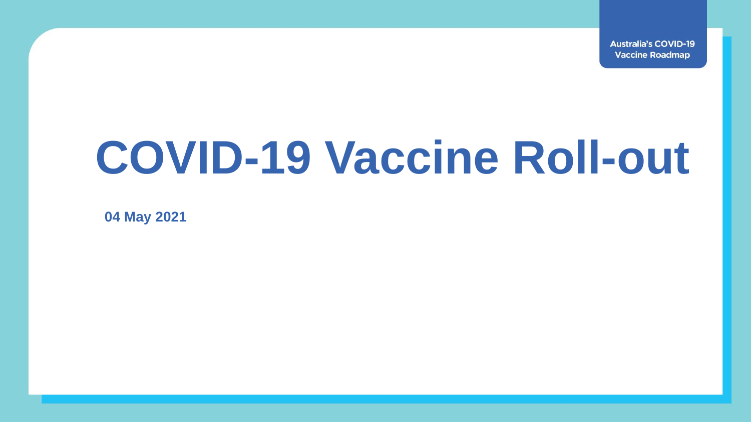Australia's COVID-19 Vaccine Roadmap

# COVID-19 Vaccine Roll-out

**04 May 2021**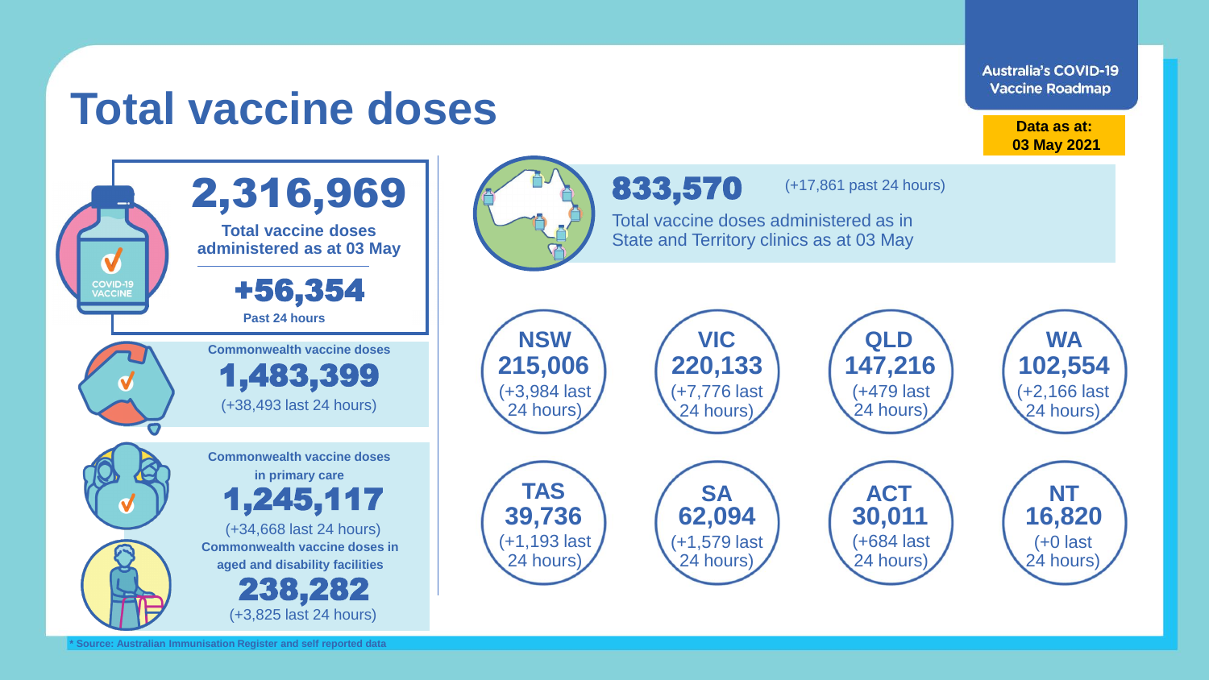# Total vaccine doses

Australia's COVID-19 Vaccine Roadmap

**Data as at: 03 May 2021**

## 2,316,969

**Total vaccine doses administered as at 03 May**

**+56,354**

**Past 24 hours**

**Commonwealth vaccine doses**

**1,483,399**

(+38,493 last 24 hours)

**Commonwealth vaccine doses in primary care**

**1,245,117**

(+34,668 last 24 hours)

**Commonwealth vaccine doses in aged and disability facilities**

**238,282**

(+3,825 last 24 hours)

## 833,570

(+17,861 past 24 hours)

Total vaccine doses administered as in State and Territory clinics as at 03 May

| State/Territory | Doses | Last 24 hours |
|---|---|---|
| **NSW** | **215,006** | (+3,984 last 24 hours) |
| **VIC** | **220,133** | (+7,776 last 24 hours) |
| **QLD** | **147,216** | (+479 last 24 hours) |
| **WA** | **102,554** | (+2,166 last 24 hours) |
| **TAS** | **39,736** | (+1,193 last 24 hours) |
| **SA** | **62,094** | (+1,579 last 24 hours) |
| **ACT** | **30,011** | (+684 last 24 hours) |
| **NT** | **16,820** | (+0 last 24 hours) |

* Source: Australian Immunisation Register and self reported data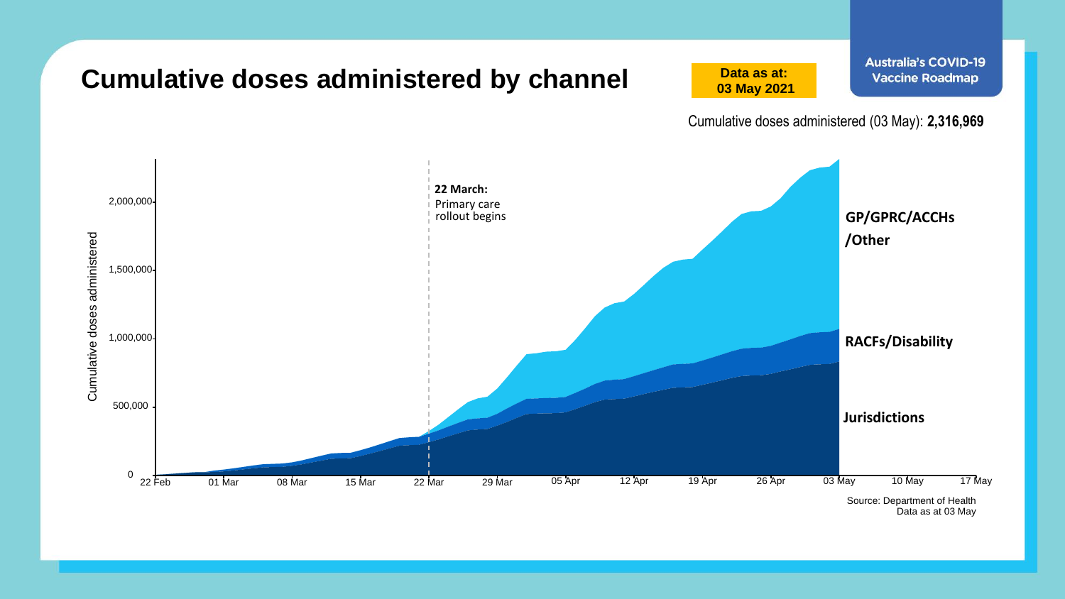# Cumulative doses administered by channel

**Data as at: 03 May 2021**

Australia's COVID-19 Vaccine Roadmap

Cumulative doses administered (03 May): **2,316,969**

Cumulative doses administered

2,000,000
1,500,000
1,000,000
500,000
0

22 Feb | 01 Mar | 08 Mar | 15 Mar | 22 Mar | 29 Mar | 05 Apr | 12 Apr | 19 Apr | 26 Apr | 03 May | 10 May | 17 May

**22 March:** Primary care rollout begins

**GP/GPRC/ACCHs/Other**

**RACFs/Disability**

**Jurisdictions**

Source: Department of Health
Data as at 03 May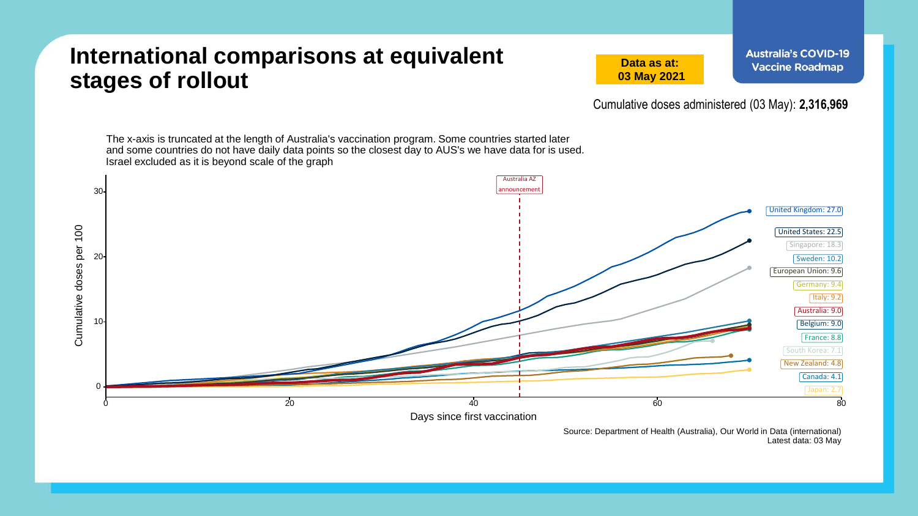# International comparisons at equivalent stages of rollout

**Data as at: 03 May 2021**

Australia's COVID-19 Vaccine Roadmap

Cumulative doses administered (03 May): **2,316,969**

The x-axis is truncated at the length of Australia's vaccination program. Some countries started later and some countries do not have daily data points so the closest day to AUS's we have data for is used. Israel excluded as it is beyond scale of the graph

Australia AZ announcement

Cumulative doses per 100

Days since first vaccination

- United Kingdom: 27.0
- United States: 22.5
- Singapore: 18.3
- Sweden: 10.2
- European Union: 9.6
- Germany: 9.4
- Italy: 9.2
- Australia: 9.0
- Belgium: 9.0
- France: 8.8
- South Korea: 7.1
- New Zealand: 4.8
- Canada: 4.1
- Japan: 2.7

Source: Department of Health (Australia), Our World in Data (international)
Latest data: 03 May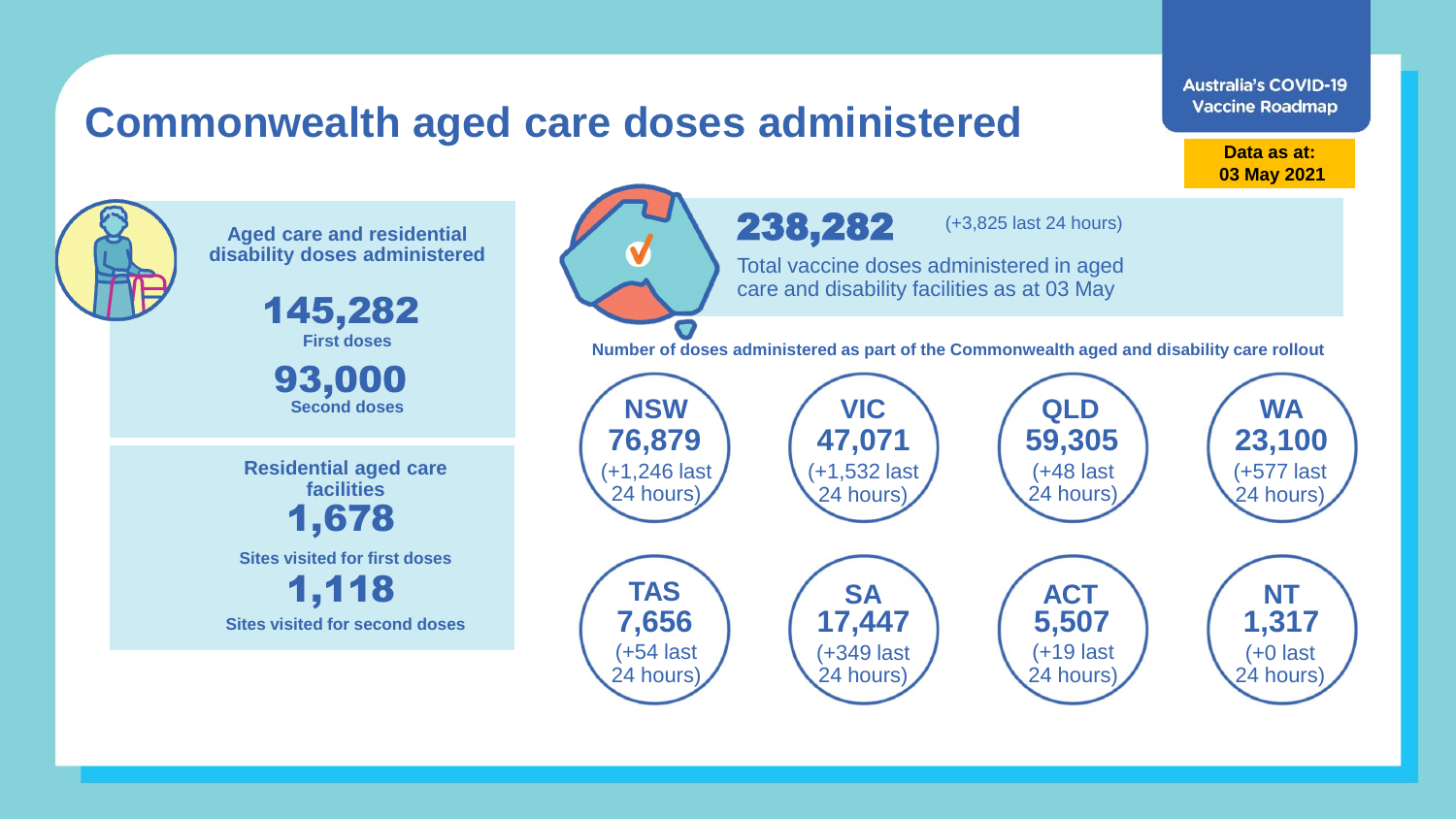# Commonwealth aged care doses administered

**Australia's COVID-19 Vaccine Roadmap**

**Data as at: 03 May 2021**

**Aged care and residential disability doses administered**

**145,282**
**First doses**

**93,000**
**Second doses**

**Residential aged care facilities**

**1,678**
**Sites visited for first doses**

**1,118**
**Sites visited for second doses**

**238,282** (+3,825 last 24 hours)

Total vaccine doses administered in aged care and disability facilities as at 03 May

**Number of doses administered as part of the Commonwealth aged and disability care rollout**

| State/Territory | Doses | Last 24 hours |
| --- | --- | --- |
| NSW | 76,879 | (+1,246 last 24 hours) |
| VIC | 47,071 | (+1,532 last 24 hours) |
| QLD | 59,305 | (+48 last 24 hours) |
| WA | 23,100 | (+577 last 24 hours) |
| TAS | 7,656 | (+54 last 24 hours) |
| SA | 17,447 | (+349 last 24 hours) |
| ACT | 5,507 | (+19 last 24 hours) |
| NT | 1,317 | (+0 last 24 hours) |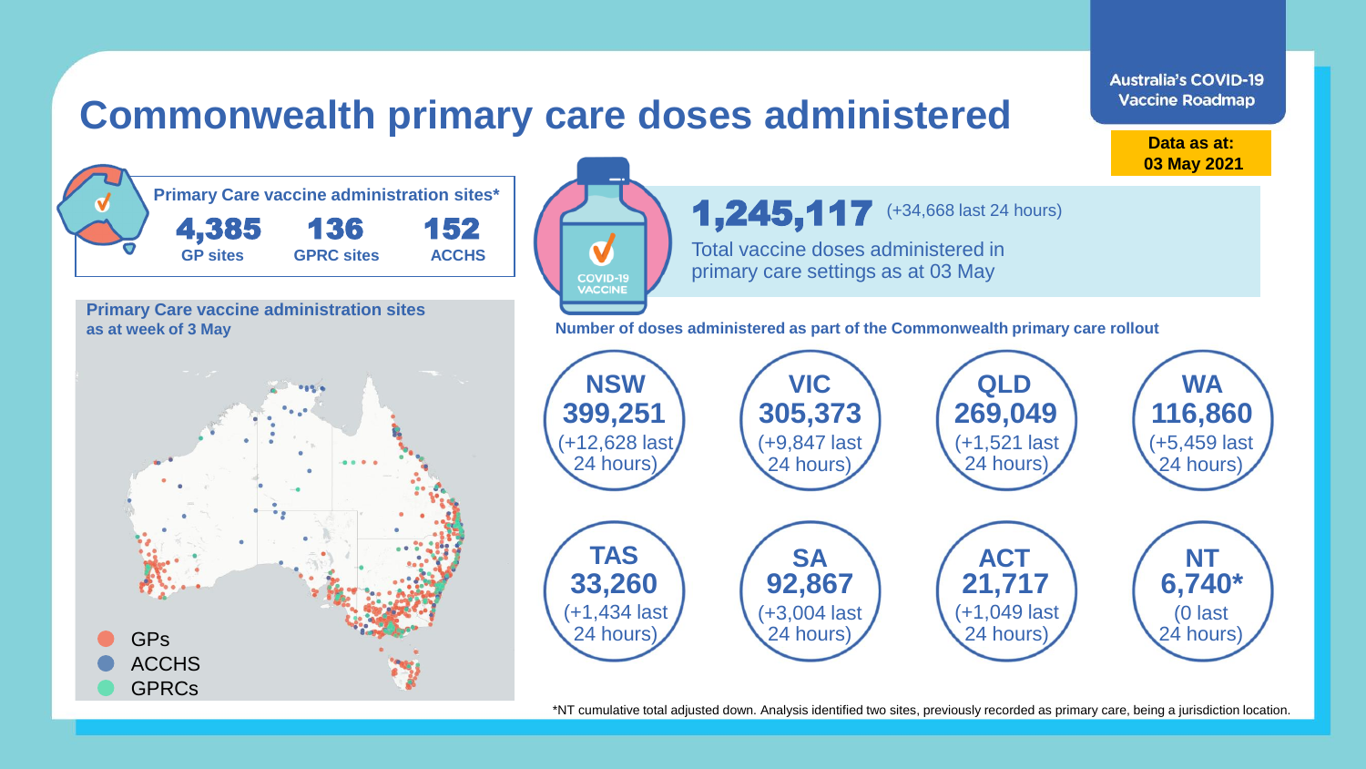# Commonwealth primary care doses administered

Australia's COVID-19 Vaccine Roadmap

**Data as at: 03 May 2021**

**Primary Care vaccine administration sites***

| **4,385** | **136** | **152** |
|---|---|---|
| GP sites | GPRC sites | ACCHS |

**Primary Care vaccine administration sites as at week of 3 May**

GPs
ACCHS
GPRCs

COVID-19 VACCINE

**1,245,117** (+34,668 last 24 hours)

Total vaccine doses administered in primary care settings as at 03 May

**Number of doses administered as part of the Commonwealth primary care rollout**

| State/Territory | Doses | Change |
|---|---|---|
| NSW | 399,251 | (+12,628 last 24 hours) |
| VIC | 305,373 | (+9,847 last 24 hours) |
| QLD | 269,049 | (+1,521 last 24 hours) |
| WA | 116,860 | (+5,459 last 24 hours) |
| TAS | 33,260 | (+1,434 last 24 hours) |
| SA | 92,867 | (+3,004 last 24 hours) |
| ACT | 21,717 | (+1,049 last 24 hours) |
| NT | 6,740* | (0 last 24 hours) |

*NT cumulative total adjusted down. Analysis identified two sites, previously recorded as primary care, being a jurisdiction location.